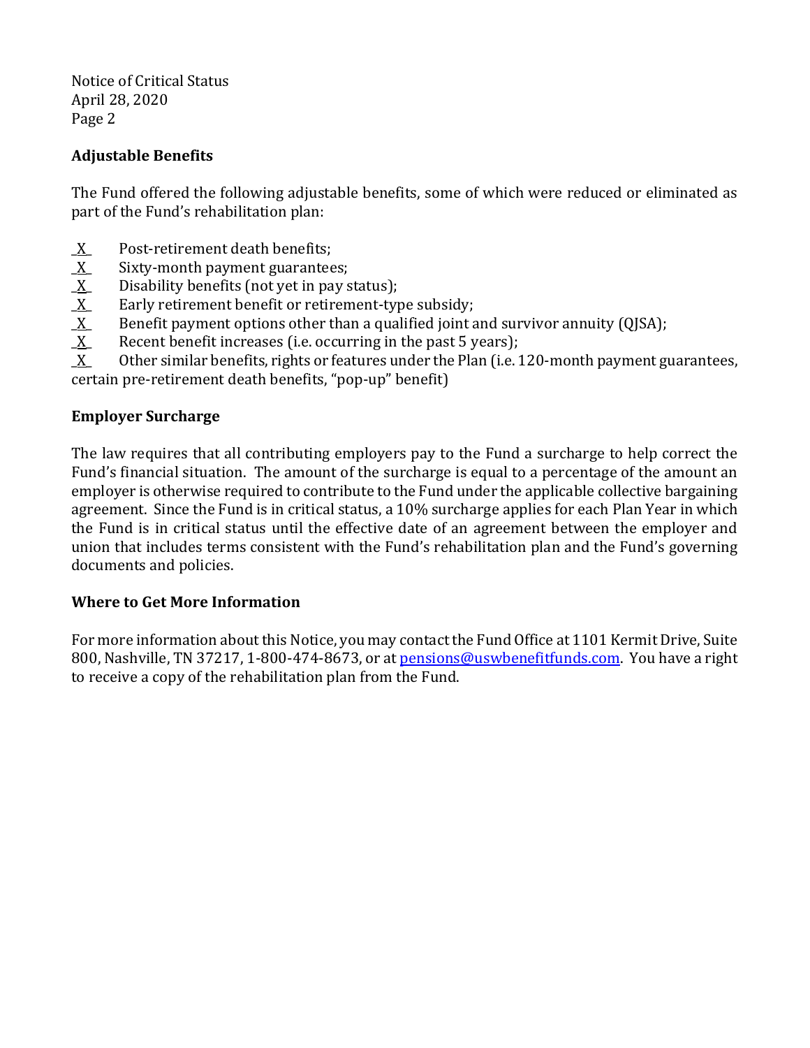## Adjustable Benefits

The Fund offered the following adjustable benefits, some of which were reduced or eliminated as part of the Fund's rehabilitation plan:

_X_ Post-retirement death benefits;
_X_ Sixty-month payment guarantees;
_X_ Disability benefits (not yet in pay status);
_X_ Early retirement benefit or retirement-type subsidy;
_X_ Benefit payment options other than a qualified joint and survivor annuity (QJSA);
_X_ Recent benefit increases (i.e. occurring in the past 5 years);
_X_ Other similar benefits, rights or features under the Plan (i.e. 120-month payment guarantees, certain pre-retirement death benefits, "pop-up" benefit)

## Employer Surcharge

The law requires that all contributing employers pay to the Fund a surcharge to help correct the Fund's financial situation. The amount of the surcharge is equal to a percentage of the amount an employer is otherwise required to contribute to the Fund under the applicable collective bargaining agreement. Since the Fund is in critical status, a 10% surcharge applies for each Plan Year in which the Fund is in critical status until the effective date of an agreement between the employer and union that includes terms consistent with the Fund's rehabilitation plan and the Fund's governing documents and policies.

## Where to Get More Information

For more information about this Notice, you may contact the Fund Office at 1101 Kermit Drive, Suite 800, Nashville, TN 37217, 1-800-474-8673, or at pensions@uswbenefitfunds.com. You have a right to receive a copy of the rehabilitation plan from the Fund.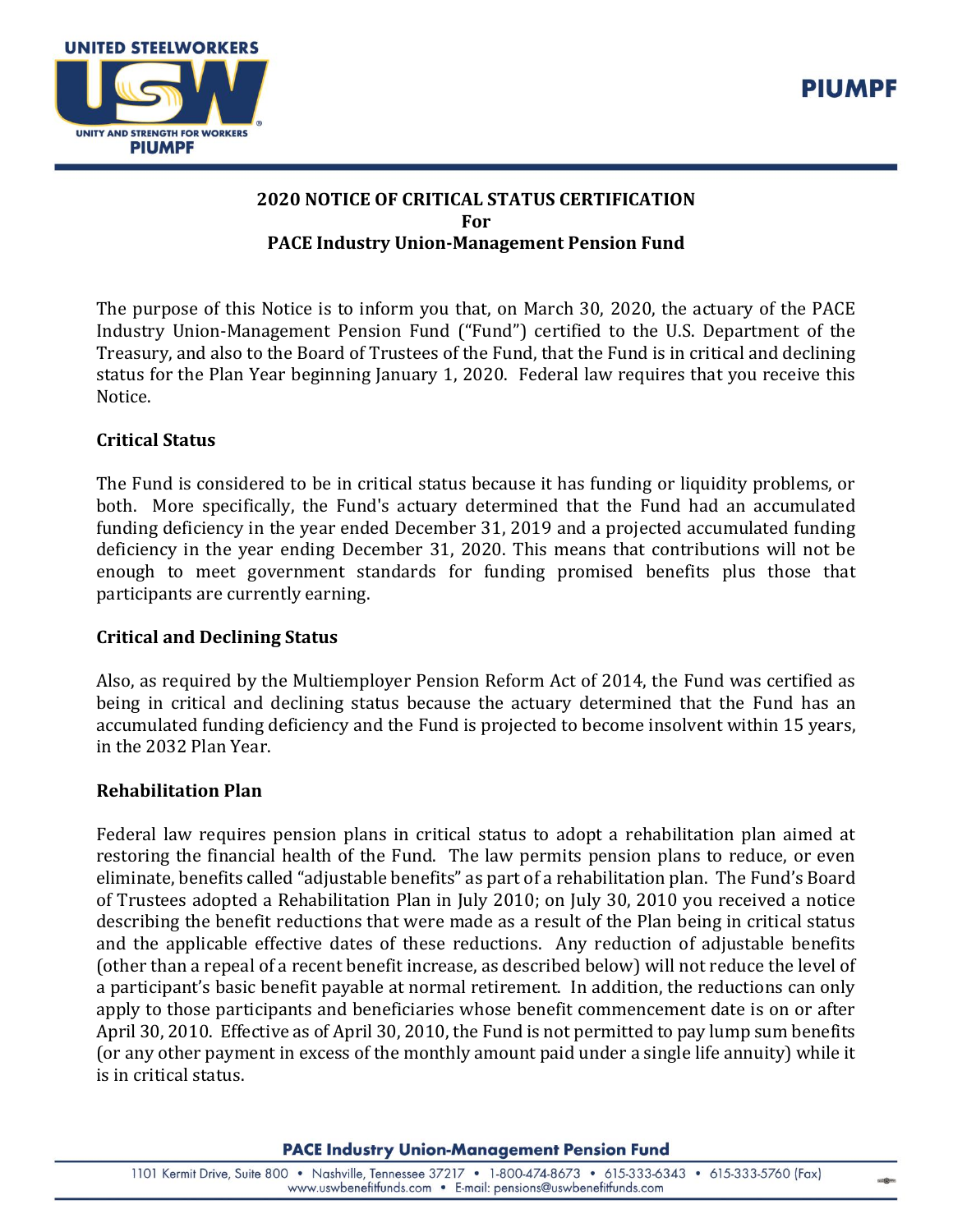# 2020 NOTICE OF CRITICAL STATUS CERTIFICATION
## For
## PACE Industry Union-Management Pension Fund

The purpose of this Notice is to inform you that, on March 30, 2020, the actuary of the PACE Industry Union-Management Pension Fund ("Fund") certified to the U.S. Department of the Treasury, and also to the Board of Trustees of the Fund, that the Fund is in critical and declining status for the Plan Year beginning January 1, 2020. Federal law requires that you receive this Notice.

### Critical Status

The Fund is considered to be in critical status because it has funding or liquidity problems, or both. More specifically, the Fund's actuary determined that the Fund had an accumulated funding deficiency in the year ended December 31, 2019 and a projected accumulated funding deficiency in the year ending December 31, 2020. This means that contributions will not be enough to meet government standards for funding promised benefits plus those that participants are currently earning.

### Critical and Declining Status

Also, as required by the Multiemployer Pension Reform Act of 2014, the Fund was certified as being in critical and declining status because the actuary determined that the Fund has an accumulated funding deficiency and the Fund is projected to become insolvent within 15 years, in the 2032 Plan Year.

### Rehabilitation Plan

Federal law requires pension plans in critical status to adopt a rehabilitation plan aimed at restoring the financial health of the Fund. The law permits pension plans to reduce, or even eliminate, benefits called "adjustable benefits" as part of a rehabilitation plan. The Fund's Board of Trustees adopted a Rehabilitation Plan in July 2010; on July 30, 2010 you received a notice describing the benefit reductions that were made as a result of the Plan being in critical status and the applicable effective dates of these reductions. Any reduction of adjustable benefits (other than a repeal of a recent benefit increase, as described below) will not reduce the level of a participant's basic benefit payable at normal retirement. In addition, the reductions can only apply to those participants and beneficiaries whose benefit commencement date is on or after April 30, 2010. Effective as of April 30, 2010, the Fund is not permitted to pay lump sum benefits (or any other payment in excess of the monthly amount paid under a single life annuity) while it is in critical status.